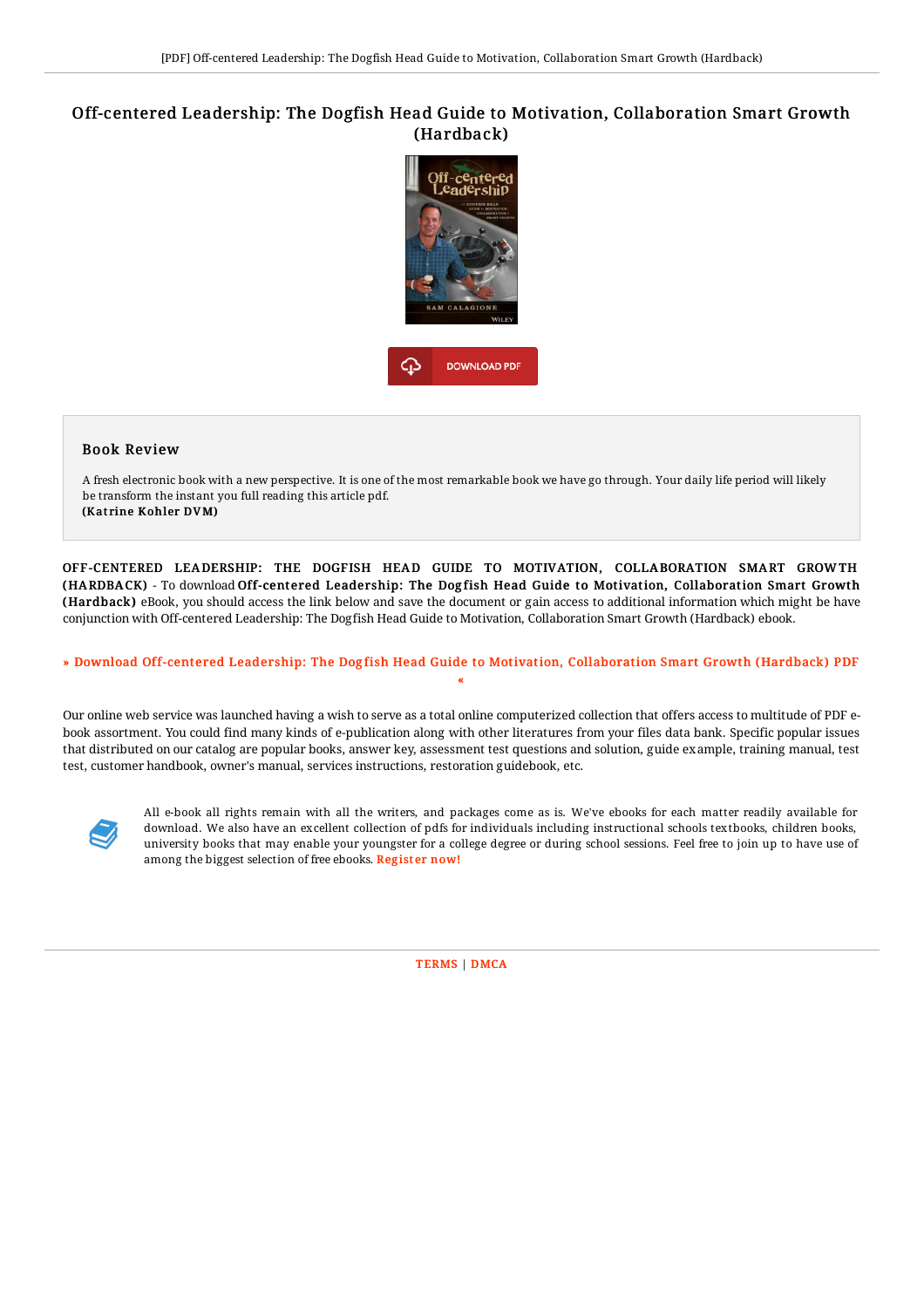# Off-centered Leadership: The Dogfish Head Guide to Motivation, Collaboration Smart Growth (Hardback)

DOWNLOAD PDF

## Book Review

A fresh electronic book with a new perspective. It is one of the most remarkable book we have go through. Your daily life period will likely be transform the instant you full reading this article pdf.
**(Katrine Kohler DVM)**

OFF-CENTERED LEADERSHIP: THE DOGFISH HEAD GUIDE TO MOTIVATION, COLLABORATION SMART GROWTH (HARDBACK) - To download **Off-centered Leadership: The Dogfish Head Guide to Motivation, Collaboration Smart Growth (Hardback)** eBook, you should access the link below and save the document or gain access to additional information which might be have conjunction with Off-centered Leadership: The Dogfish Head Guide to Motivation, Collaboration Smart Growth (Hardback) ebook.

» Download Off-centered Leadership: The Dogfish Head Guide to Motivation, Collaboration Smart Growth (Hardback) PDF «

Our online web service was launched having a wish to serve as a total online computerized collection that offers access to multitude of PDF e-book assortment. You could find many kinds of e-publication along with other literatures from your files data bank. Specific popular issues that distributed on our catalog are popular books, answer key, assessment test questions and solution, guide example, training manual, test test, customer handbook, owner's manual, services instructions, restoration guidebook, etc.

All e-book all rights remain with all the writers, and packages come as is. We've ebooks for each matter readily available for download. We also have an excellent collection of pdfs for individuals including instructional schools textbooks, children books, university books that may enable your youngster for a college degree or during school sessions. Feel free to join up to have use of among the biggest selection of free ebooks. Register now!

TERMS | DMCA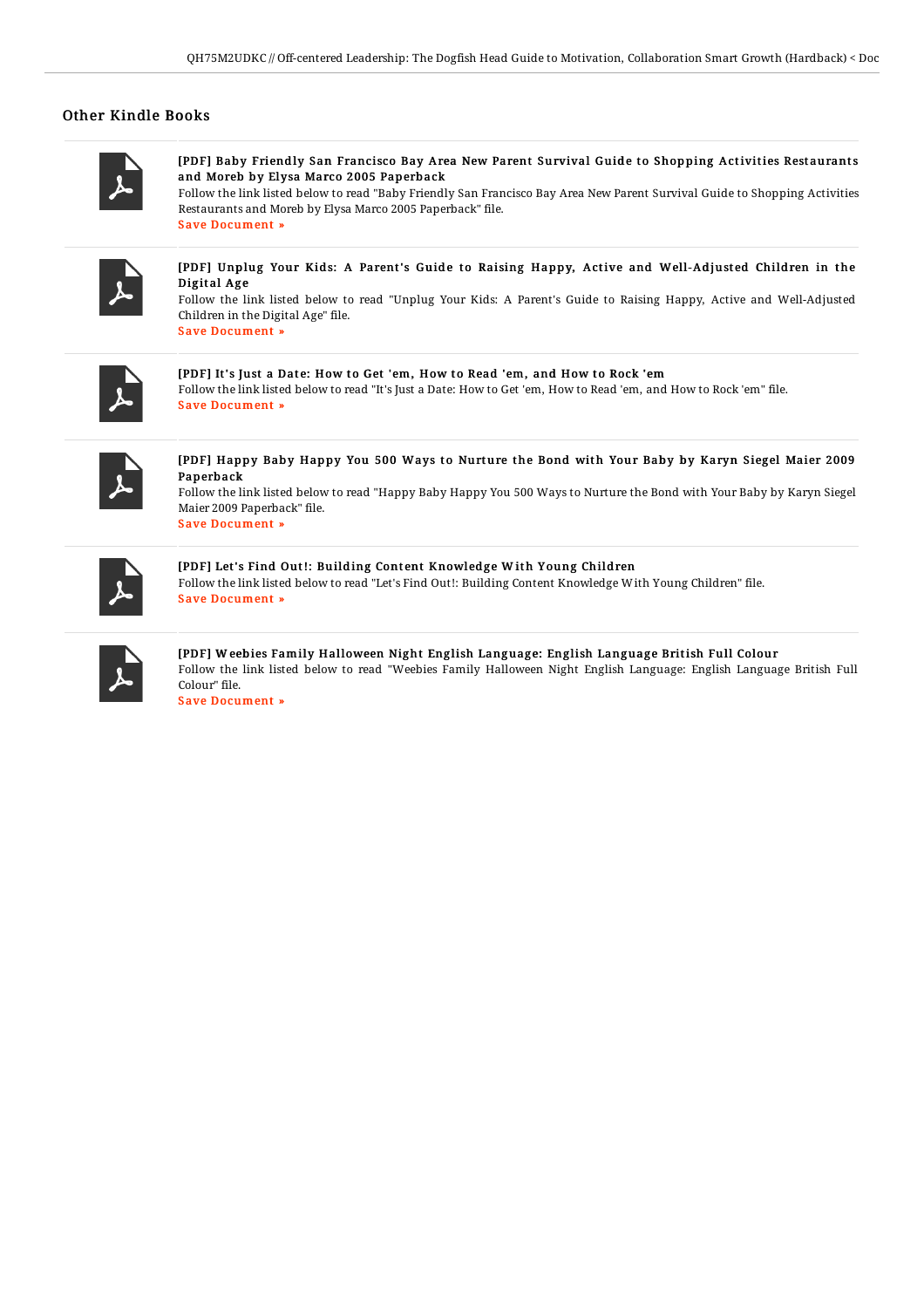## Other Kindle Books

**[PDF] Baby Friendly San Francisco Bay Area New Parent Survival Guide to Shopping Activities Restaurants and Moreb by Elysa Marco 2005 Paperback**

Follow the link listed below to read "Baby Friendly San Francisco Bay Area New Parent Survival Guide to Shopping Activities Restaurants and Moreb by Elysa Marco 2005 Paperback" file.

Save Document »

**[PDF] Unplug Your Kids: A Parent's Guide to Raising Happy, Active and Well-Adjusted Children in the Digital Age**

Follow the link listed below to read "Unplug Your Kids: A Parent's Guide to Raising Happy, Active and Well-Adjusted Children in the Digital Age" file.

Save Document »

**[PDF] It's Just a Date: How to Get 'em, How to Read 'em, and How to Rock 'em**

Follow the link listed below to read "It's Just a Date: How to Get 'em, How to Read 'em, and How to Rock 'em" file.

Save Document »

**[PDF] Happy Baby Happy You 500 Ways to Nurture the Bond with Your Baby by Karyn Siegel Maier 2009 Paperback**

Follow the link listed below to read "Happy Baby Happy You 500 Ways to Nurture the Bond with Your Baby by Karyn Siegel Maier 2009 Paperback" file.

Save Document »

**[PDF] Let's Find Out!: Building Content Knowledge With Young Children**

Follow the link listed below to read "Let's Find Out!: Building Content Knowledge With Young Children" file.

Save Document »

**[PDF] Weebies Family Halloween Night English Language: English Language British Full Colour**

Follow the link listed below to read "Weebies Family Halloween Night English Language: English Language British Full Colour" file.

Save Document »